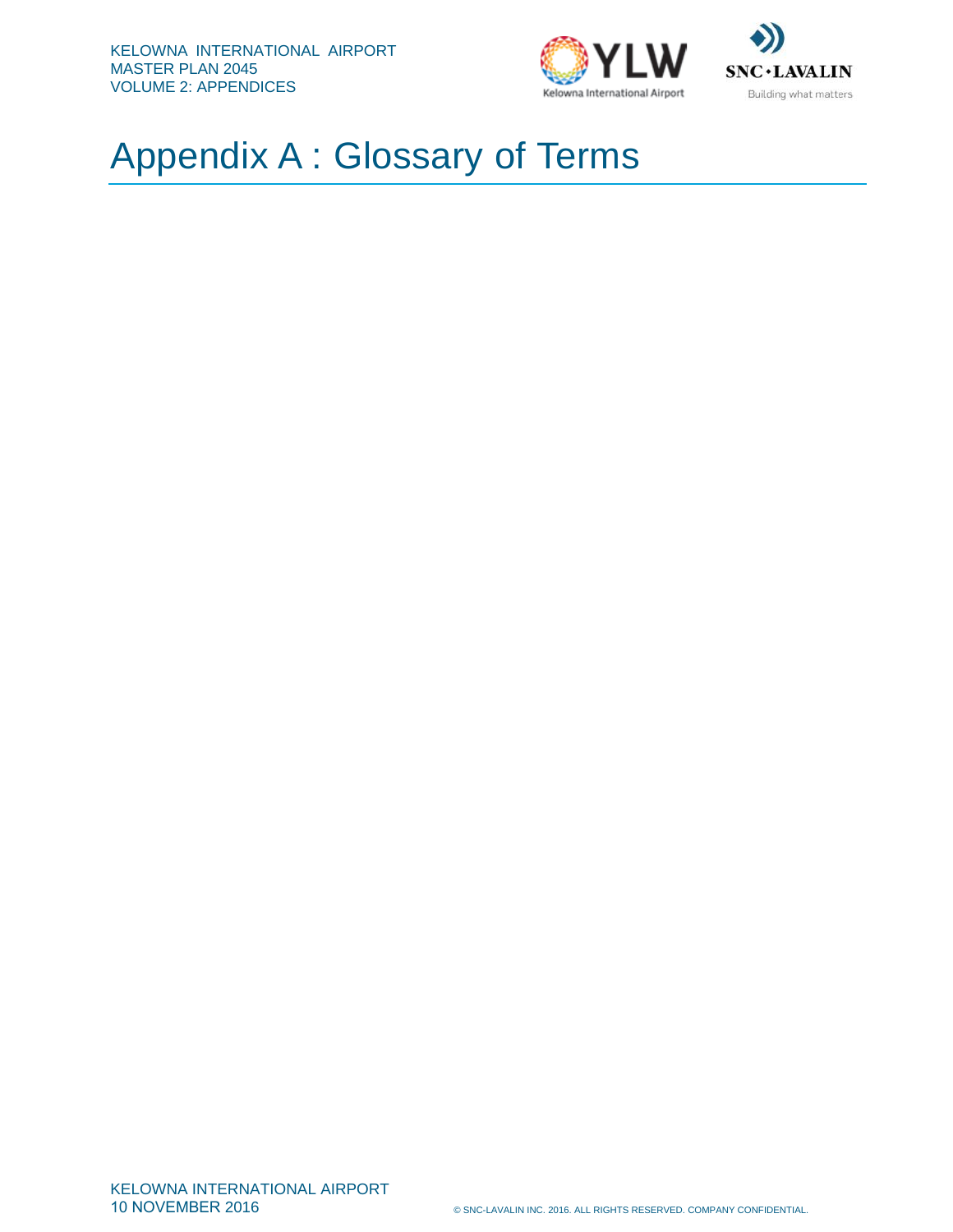# Appendix A : Glossary of Terms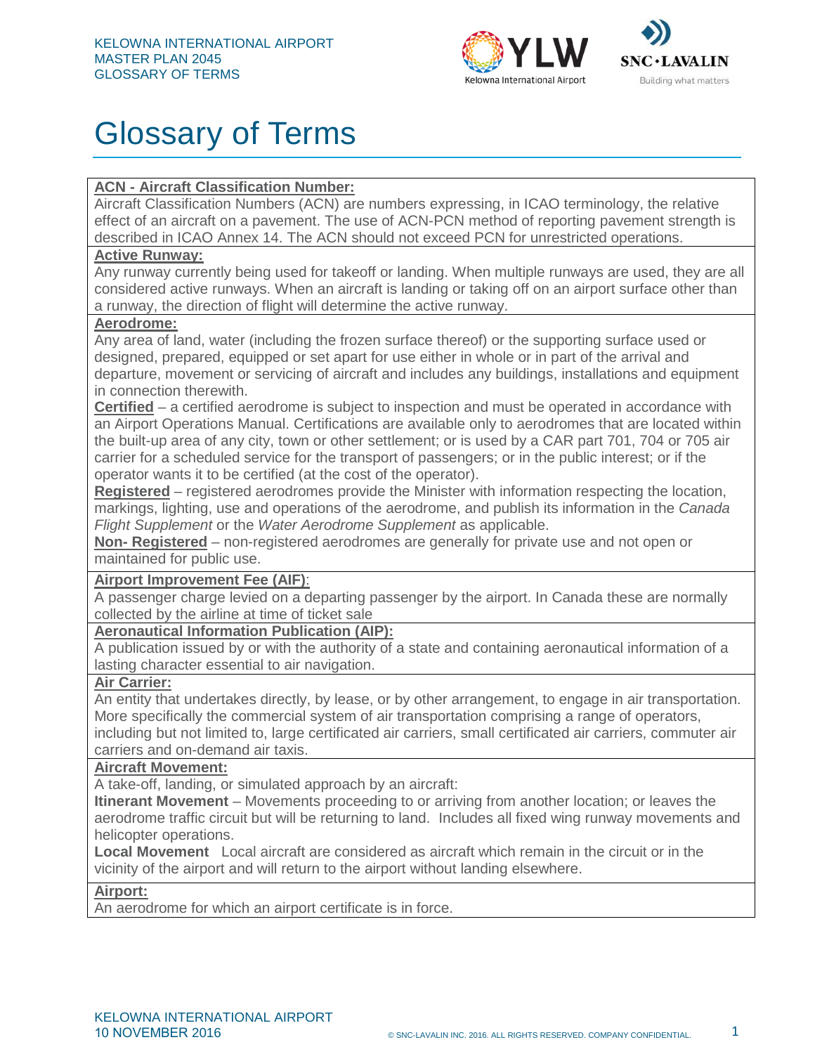# Glossary of Terms

**ACN - Aircraft Classification Number:**
Aircraft Classification Numbers (ACN) are numbers expressing, in ICAO terminology, the relative effect of an aircraft on a pavement. The use of ACN-PCN method of reporting pavement strength is described in ICAO Annex 14. The ACN should not exceed PCN for unrestricted operations.

**Active Runway:**
Any runway currently being used for takeoff or landing. When multiple runways are used, they are all considered active runways. When an aircraft is landing or taking off on an airport surface other than a runway, the direction of flight will determine the active runway.

**Aerodrome:**
Any area of land, water (including the frozen surface thereof) or the supporting surface used or designed, prepared, equipped or set apart for use either in whole or in part of the arrival and departure, movement or servicing of aircraft and includes any buildings, installations and equipment in connection therewith.
**Certified** – a certified aerodrome is subject to inspection and must be operated in accordance with an Airport Operations Manual. Certifications are available only to aerodromes that are located within the built-up area of any city, town or other settlement; or is used by a CAR part 701, 704 or 705 air carrier for a scheduled service for the transport of passengers; or in the public interest; or if the operator wants it to be certified (at the cost of the operator).
**Registered** – registered aerodromes provide the Minister with information respecting the location, markings, lighting, use and operations of the aerodrome, and publish its information in the *Canada Flight Supplement* or the *Water Aerodrome Supplement* as applicable.
**Non- Registered** – non-registered aerodromes are generally for private use and not open or maintained for public use.

**Airport Improvement Fee (AIF)**:
A passenger charge levied on a departing passenger by the airport. In Canada these are normally collected by the airline at time of ticket sale

**Aeronautical Information Publication (AIP):**
A publication issued by or with the authority of a state and containing aeronautical information of a lasting character essential to air navigation.

**Air Carrier:**
An entity that undertakes directly, by lease, or by other arrangement, to engage in air transportation. More specifically the commercial system of air transportation comprising a range of operators, including but not limited to, large certificated air carriers, small certificated air carriers, commuter air carriers and on-demand air taxis.

**Aircraft Movement:**
A take-off, landing, or simulated approach by an aircraft:
**Itinerant Movement** – Movements proceeding to or arriving from another location; or leaves the aerodrome traffic circuit but will be returning to land. Includes all fixed wing runway movements and helicopter operations.
**Local Movement** Local aircraft are considered as aircraft which remain in the circuit or in the vicinity of the airport and will return to the airport without landing elsewhere.

**Airport:**
An aerodrome for which an airport certificate is in force.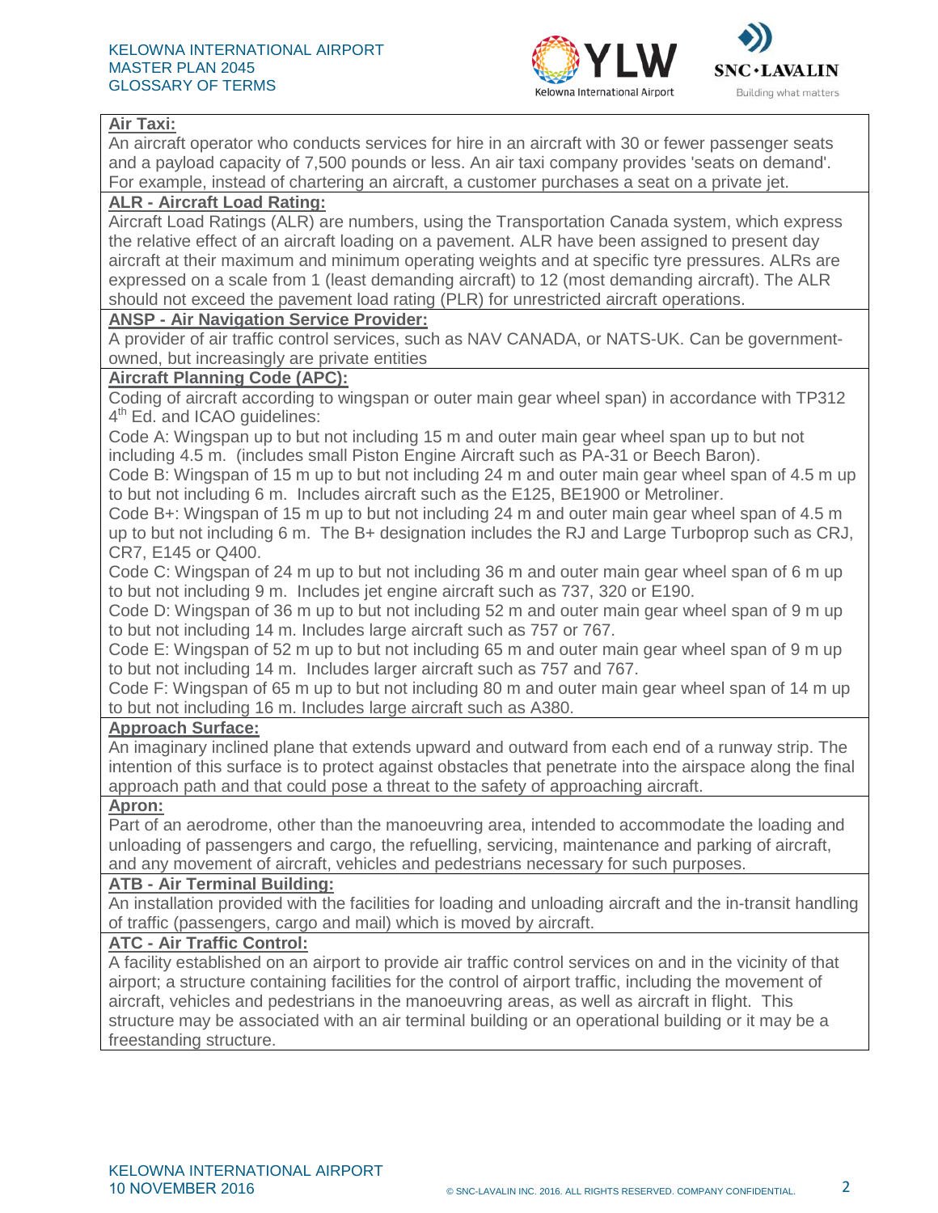**Air Taxi:**

An aircraft operator who conducts services for hire in an aircraft with 30 or fewer passenger seats and a payload capacity of 7,500 pounds or less. An air taxi company provides 'seats on demand'. For example, instead of chartering an aircraft, a customer purchases a seat on a private jet.

**ALR - Aircraft Load Rating:**

Aircraft Load Ratings (ALR) are numbers, using the Transportation Canada system, which express the relative effect of an aircraft loading on a pavement. ALR have been assigned to present day aircraft at their maximum and minimum operating weights and at specific tyre pressures. ALRs are expressed on a scale from 1 (least demanding aircraft) to 12 (most demanding aircraft). The ALR should not exceed the pavement load rating (PLR) for unrestricted aircraft operations.

**ANSP - Air Navigation Service Provider:**

A provider of air traffic control services, such as NAV CANADA, or NATS-UK. Can be government-owned, but increasingly are private entities

**Aircraft Planning Code (APC):**

Coding of aircraft according to wingspan or outer main gear wheel span) in accordance with TP312 4th Ed. and ICAO guidelines:

Code A: Wingspan up to but not including 15 m and outer main gear wheel span up to but not including 4.5 m. (includes small Piston Engine Aircraft such as PA-31 or Beech Baron).

Code B: Wingspan of 15 m up to but not including 24 m and outer main gear wheel span of 4.5 m up to but not including 6 m. Includes aircraft such as the E125, BE1900 or Metroliner.

Code B+: Wingspan of 15 m up to but not including 24 m and outer main gear wheel span of 4.5 m up to but not including 6 m. The B+ designation includes the RJ and Large Turboprop such as CRJ, CR7, E145 or Q400.

Code C: Wingspan of 24 m up to but not including 36 m and outer main gear wheel span of 6 m up to but not including 9 m. Includes jet engine aircraft such as 737, 320 or E190.

Code D: Wingspan of 36 m up to but not including 52 m and outer main gear wheel span of 9 m up to but not including 14 m. Includes large aircraft such as 757 or 767.

Code E: Wingspan of 52 m up to but not including 65 m and outer main gear wheel span of 9 m up to but not including 14 m. Includes larger aircraft such as 757 and 767.

Code F: Wingspan of 65 m up to but not including 80 m and outer main gear wheel span of 14 m up to but not including 16 m. Includes large aircraft such as A380.

**Approach Surface:**

An imaginary inclined plane that extends upward and outward from each end of a runway strip. The intention of this surface is to protect against obstacles that penetrate into the airspace along the final approach path and that could pose a threat to the safety of approaching aircraft.

**Apron:**

Part of an aerodrome, other than the manoeuvring area, intended to accommodate the loading and unloading of passengers and cargo, the refuelling, servicing, maintenance and parking of aircraft, and any movement of aircraft, vehicles and pedestrians necessary for such purposes.

**ATB - Air Terminal Building:**

An installation provided with the facilities for loading and unloading aircraft and the in-transit handling of traffic (passengers, cargo and mail) which is moved by aircraft.

**ATC - Air Traffic Control:**

A facility established on an airport to provide air traffic control services on and in the vicinity of that airport; a structure containing facilities for the control of airport traffic, including the movement of aircraft, vehicles and pedestrians in the manoeuvring areas, as well as aircraft in flight. This structure may be associated with an air terminal building or an operational building or it may be a freestanding structure.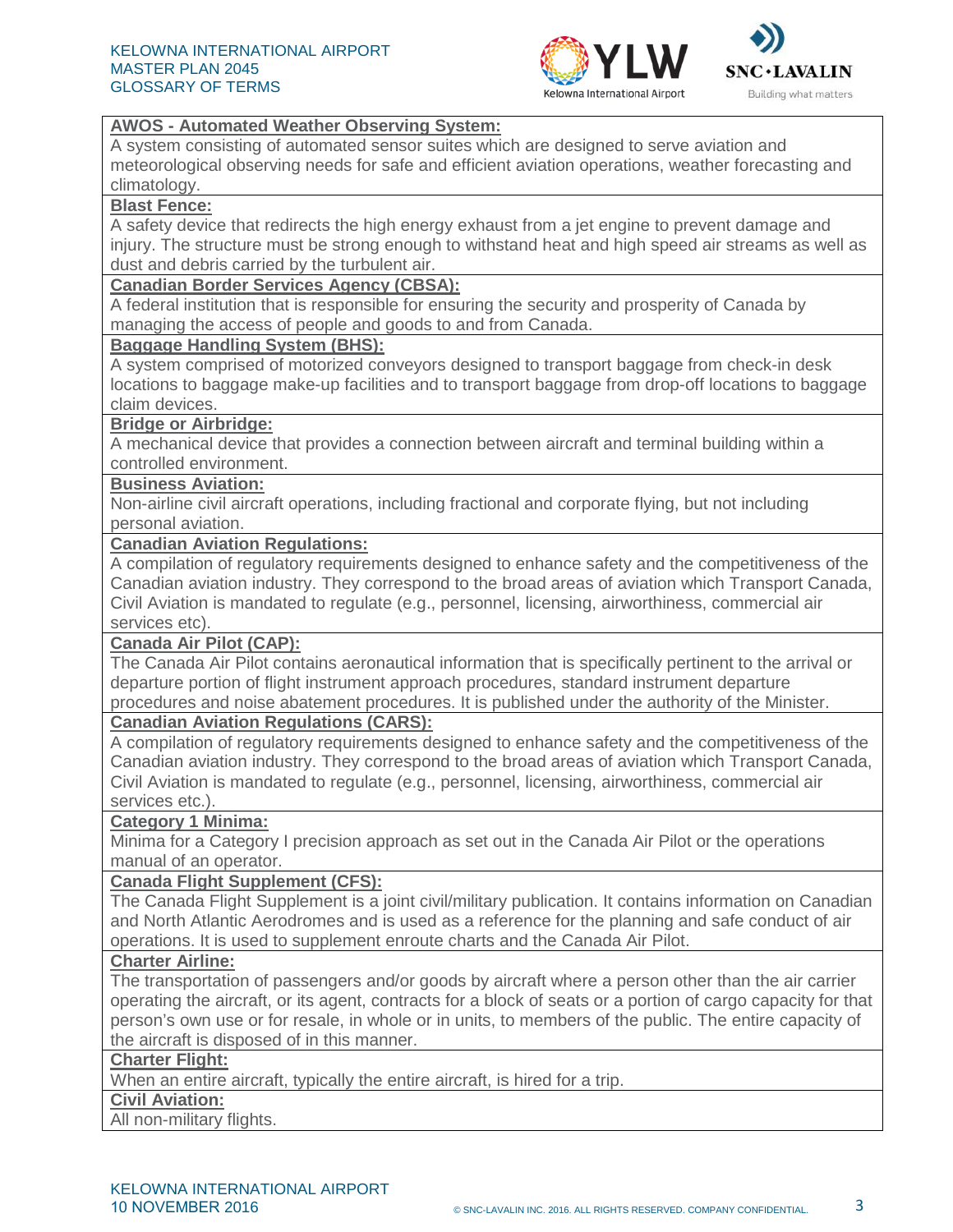**AWOS - Automated Weather Observing System:**

A system consisting of automated sensor suites which are designed to serve aviation and meteorological observing needs for safe and efficient aviation operations, weather forecasting and climatology.

**Blast Fence:**

A safety device that redirects the high energy exhaust from a jet engine to prevent damage and injury. The structure must be strong enough to withstand heat and high speed air streams as well as dust and debris carried by the turbulent air.

**Canadian Border Services Agency (CBSA):**

A federal institution that is responsible for ensuring the security and prosperity of Canada by managing the access of people and goods to and from Canada.

**Baggage Handling System (BHS):**

A system comprised of motorized conveyors designed to transport baggage from check-in desk locations to baggage make-up facilities and to transport baggage from drop-off locations to baggage claim devices.

**Bridge or Airbridge:**

A mechanical device that provides a connection between aircraft and terminal building within a controlled environment.

**Business Aviation:**

Non-airline civil aircraft operations, including fractional and corporate flying, but not including personal aviation.

**Canadian Aviation Regulations:**

A compilation of regulatory requirements designed to enhance safety and the competitiveness of the Canadian aviation industry. They correspond to the broad areas of aviation which Transport Canada, Civil Aviation is mandated to regulate (e.g., personnel, licensing, airworthiness, commercial air services etc).

**Canada Air Pilot (CAP):**

The Canada Air Pilot contains aeronautical information that is specifically pertinent to the arrival or departure portion of flight instrument approach procedures, standard instrument departure procedures and noise abatement procedures. It is published under the authority of the Minister.

**Canadian Aviation Regulations (CARS):**

A compilation of regulatory requirements designed to enhance safety and the competitiveness of the Canadian aviation industry. They correspond to the broad areas of aviation which Transport Canada, Civil Aviation is mandated to regulate (e.g., personnel, licensing, airworthiness, commercial air services etc.).

**Category 1 Minima:**

Minima for a Category I precision approach as set out in the Canada Air Pilot or the operations manual of an operator.

**Canada Flight Supplement (CFS):**

The Canada Flight Supplement is a joint civil/military publication. It contains information on Canadian and North Atlantic Aerodromes and is used as a reference for the planning and safe conduct of air operations. It is used to supplement enroute charts and the Canada Air Pilot.

**Charter Airline:**

The transportation of passengers and/or goods by aircraft where a person other than the air carrier operating the aircraft, or its agent, contracts for a block of seats or a portion of cargo capacity for that person's own use or for resale, in whole or in units, to members of the public. The entire capacity of the aircraft is disposed of in this manner.

**Charter Flight:**

When an entire aircraft, typically the entire aircraft, is hired for a trip.

**Civil Aviation:**

All non-military flights.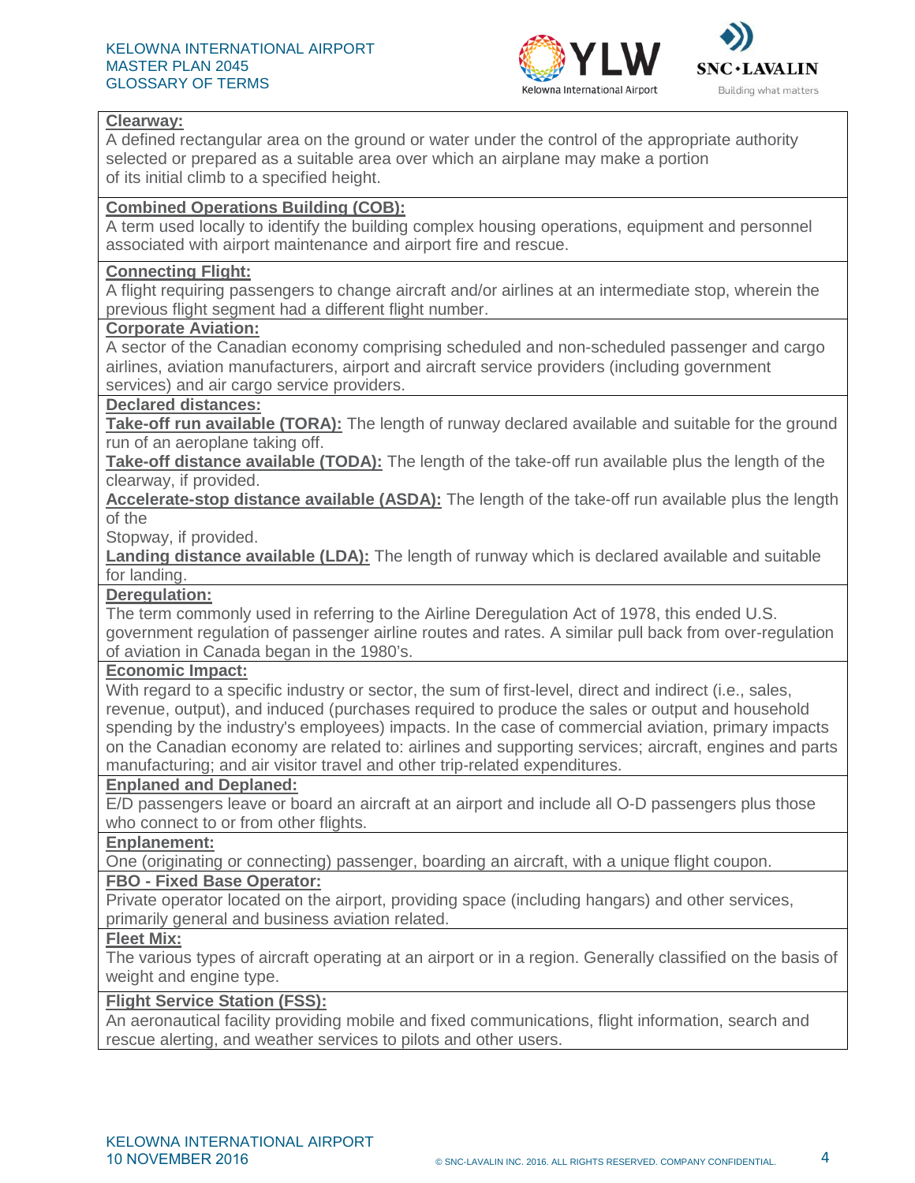**Clearway:**
A defined rectangular area on the ground or water under the control of the appropriate authority selected or prepared as a suitable area over which an airplane may make a portion of its initial climb to a specified height.

**Combined Operations Building (COB):**
A term used locally to identify the building complex housing operations, equipment and personnel associated with airport maintenance and airport fire and rescue.

**Connecting Flight:**
A flight requiring passengers to change aircraft and/or airlines at an intermediate stop, wherein the previous flight segment had a different flight number.

**Corporate Aviation:**
A sector of the Canadian economy comprising scheduled and non-scheduled passenger and cargo airlines, aviation manufacturers, airport and aircraft service providers (including government services) and air cargo service providers.

**Declared distances:**
**Take-off run available (TORA):** The length of runway declared available and suitable for the ground run of an aeroplane taking off.
**Take-off distance available (TODA):** The length of the take-off run available plus the length of the clearway, if provided.
**Accelerate-stop distance available (ASDA):** The length of the take-off run available plus the length of the Stopway, if provided.
**Landing distance available (LDA):** The length of runway which is declared available and suitable for landing.

**Deregulation:**
The term commonly used in referring to the Airline Deregulation Act of 1978, this ended U.S. government regulation of passenger airline routes and rates. A similar pull back from over-regulation of aviation in Canada began in the 1980's.

**Economic Impact:**
With regard to a specific industry or sector, the sum of first-level, direct and indirect (i.e., sales, revenue, output), and induced (purchases required to produce the sales or output and household spending by the industry's employees) impacts. In the case of commercial aviation, primary impacts on the Canadian economy are related to: airlines and supporting services; aircraft, engines and parts manufacturing; and air visitor travel and other trip-related expenditures.

**Enplaned and Deplaned:**
E/D passengers leave or board an aircraft at an airport and include all O-D passengers plus those who connect to or from other flights.

**Enplanement:**
One (originating or connecting) passenger, boarding an aircraft, with a unique flight coupon.

**FBO - Fixed Base Operator:**
Private operator located on the airport, providing space (including hangars) and other services, primarily general and business aviation related.

**Fleet Mix:**
The various types of aircraft operating at an airport or in a region. Generally classified on the basis of weight and engine type.

**Flight Service Station (FSS):**
An aeronautical facility providing mobile and fixed communications, flight information, search and rescue alerting, and weather services to pilots and other users.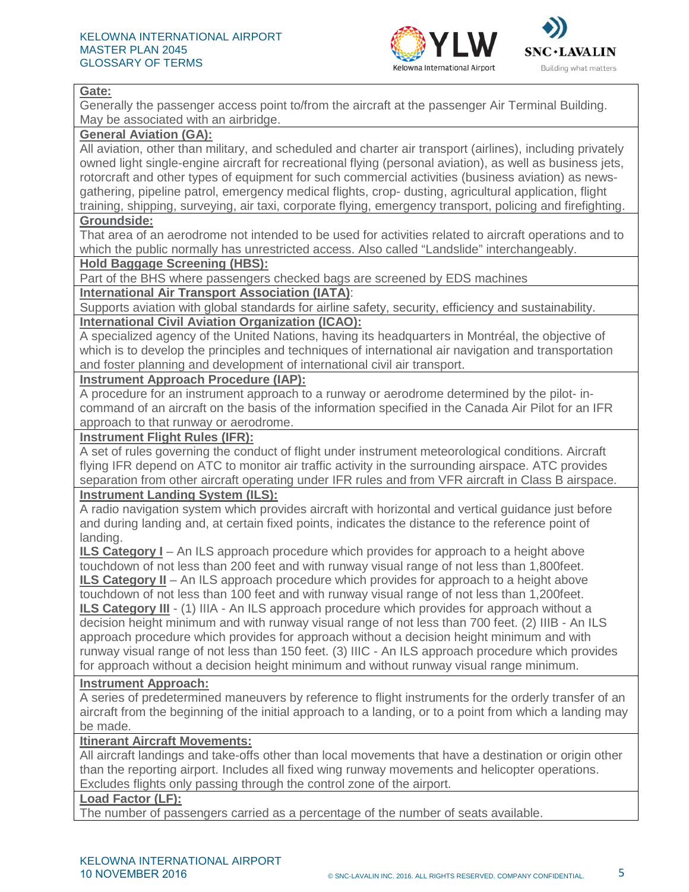**Gate:**

Generally the passenger access point to/from the aircraft at the passenger Air Terminal Building. May be associated with an airbridge.

**General Aviation (GA):**

All aviation, other than military, and scheduled and charter air transport (airlines), including privately owned light single-engine aircraft for recreational flying (personal aviation), as well as business jets, rotorcraft and other types of equipment for such commercial activities (business aviation) as news-gathering, pipeline patrol, emergency medical flights, crop- dusting, agricultural application, flight training, shipping, surveying, air taxi, corporate flying, emergency transport, policing and firefighting.

**Groundside:**

That area of an aerodrome not intended to be used for activities related to aircraft operations and to which the public normally has unrestricted access. Also called "Landslide" interchangeably.

**Hold Baggage Screening (HBS):**

Part of the BHS where passengers checked bags are screened by EDS machines

**International Air Transport Association (IATA)**:

Supports aviation with global standards for airline safety, security, efficiency and sustainability.

**International Civil Aviation Organization (ICAO):**

A specialized agency of the United Nations, having its headquarters in Montréal, the objective of which is to develop the principles and techniques of international air navigation and transportation and foster planning and development of international civil air transport.

**Instrument Approach Procedure (IAP):**

A procedure for an instrument approach to a runway or aerodrome determined by the pilot- in-command of an aircraft on the basis of the information specified in the Canada Air Pilot for an IFR approach to that runway or aerodrome.

**Instrument Flight Rules (IFR):**

A set of rules governing the conduct of flight under instrument meteorological conditions. Aircraft flying IFR depend on ATC to monitor air traffic activity in the surrounding airspace. ATC provides separation from other aircraft operating under IFR rules and from VFR aircraft in Class B airspace.

**Instrument Landing System (ILS):**

A radio navigation system which provides aircraft with horizontal and vertical guidance just before and during landing and, at certain fixed points, indicates the distance to the reference point of landing.

**ILS Category I** – An ILS approach procedure which provides for approach to a height above touchdown of not less than 200 feet and with runway visual range of not less than 1,800feet.

**ILS Category II** – An ILS approach procedure which provides for approach to a height above touchdown of not less than 100 feet and with runway visual range of not less than 1,200feet.

**ILS Category III** - (1) IIIA - An ILS approach procedure which provides for approach without a decision height minimum and with runway visual range of not less than 700 feet. (2) IIIB - An ILS approach procedure which provides for approach without a decision height minimum and with runway visual range of not less than 150 feet. (3) IIIC - An ILS approach procedure which provides for approach without a decision height minimum and without runway visual range minimum.

**Instrument Approach:**

A series of predetermined maneuvers by reference to flight instruments for the orderly transfer of an aircraft from the beginning of the initial approach to a landing, or to a point from which a landing may be made.

**Itinerant Aircraft Movements:**

All aircraft landings and take-offs other than local movements that have a destination or origin other than the reporting airport. Includes all fixed wing runway movements and helicopter operations. Excludes flights only passing through the control zone of the airport.

**Load Factor (LF):**

The number of passengers carried as a percentage of the number of seats available.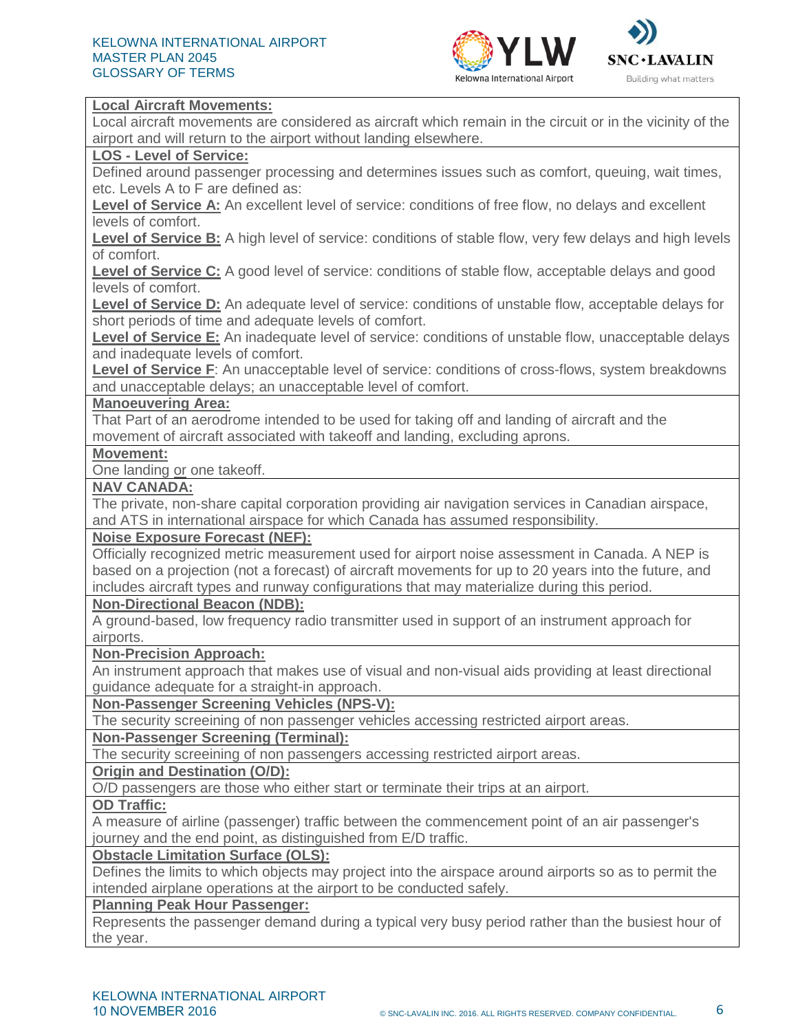**Local Aircraft Movements:**
Local aircraft movements are considered as aircraft which remain in the circuit or in the vicinity of the airport and will return to the airport without landing elsewhere.

**LOS - Level of Service:**
Defined around passenger processing and determines issues such as comfort, queuing, wait times, etc. Levels A to F are defined as:

**Level of Service A:** An excellent level of service: conditions of free flow, no delays and excellent levels of comfort.

**Level of Service B:** A high level of service: conditions of stable flow, very few delays and high levels of comfort.

**Level of Service C:** A good level of service: conditions of stable flow, acceptable delays and good levels of comfort.

**Level of Service D:** An adequate level of service: conditions of unstable flow, acceptable delays for short periods of time and adequate levels of comfort.

**Level of Service E:** An inadequate level of service: conditions of unstable flow, unacceptable delays and inadequate levels of comfort.

**Level of Service F**: An unacceptable level of service: conditions of cross-flows, system breakdowns and unacceptable delays; an unacceptable level of comfort.

**Manoeuvering Area:**
That Part of an aerodrome intended to be used for taking off and landing of aircraft and the movement of aircraft associated with takeoff and landing, excluding aprons.

**Movement:**
One landing or one takeoff.

**NAV CANADA:**
The private, non-share capital corporation providing air navigation services in Canadian airspace, and ATS in international airspace for which Canada has assumed responsibility.

**Noise Exposure Forecast (NEF):**
Officially recognized metric measurement used for airport noise assessment in Canada. A NEP is based on a projection (not a forecast) of aircraft movements for up to 20 years into the future, and includes aircraft types and runway configurations that may materialize during this period.

**Non-Directional Beacon (NDB):**
A ground-based, low frequency radio transmitter used in support of an instrument approach for airports.

**Non-Precision Approach:**
An instrument approach that makes use of visual and non-visual aids providing at least directional guidance adequate for a straight-in approach.

**Non-Passenger Screening Vehicles (NPS-V):**
The security screeining of non passenger vehicles accessing restricted airport areas.

**Non-Passenger Screening (Terminal):**
The security screeining of non passengers accessing restricted airport areas.

**Origin and Destination (O/D):**
O/D passengers are those who either start or terminate their trips at an airport.

**OD Traffic:**
A measure of airline (passenger) traffic between the commencement point of an air passenger's journey and the end point, as distinguished from E/D traffic.

**Obstacle Limitation Surface (OLS):**
Defines the limits to which objects may project into the airspace around airports so as to permit the intended airplane operations at the airport to be conducted safely.

**Planning Peak Hour Passenger:**
Represents the passenger demand during a typical very busy period rather than the busiest hour of the year.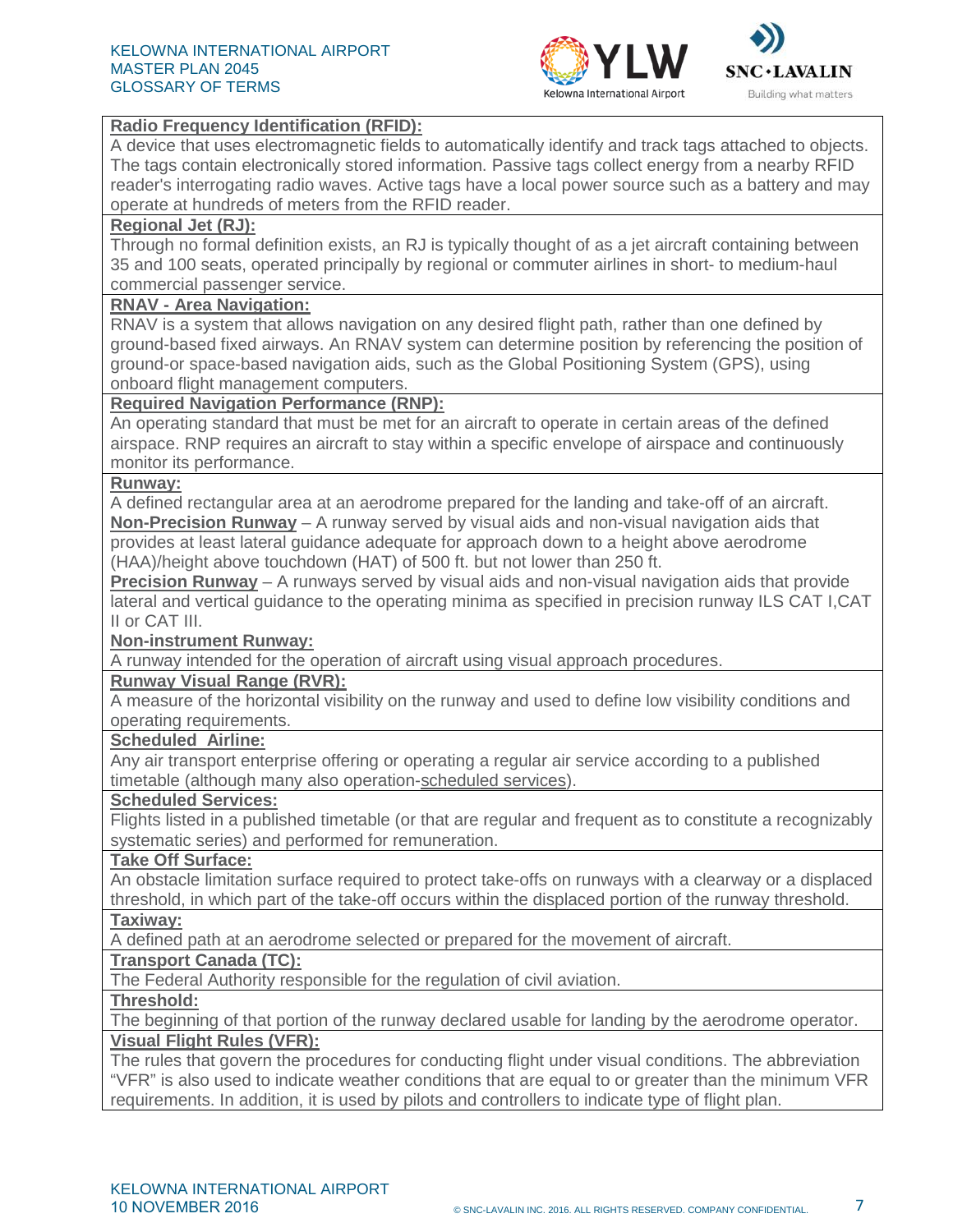**Radio Frequency Identification (RFID):**

A device that uses electromagnetic fields to automatically identify and track tags attached to objects. The tags contain electronically stored information. Passive tags collect energy from a nearby RFID reader's interrogating radio waves. Active tags have a local power source such as a battery and may operate at hundreds of meters from the RFID reader.

**Regional Jet (RJ):**

Through no formal definition exists, an RJ is typically thought of as a jet aircraft containing between 35 and 100 seats, operated principally by regional or commuter airlines in short- to medium-haul commercial passenger service.

**RNAV - Area Navigation:**

RNAV is a system that allows navigation on any desired flight path, rather than one defined by ground-based fixed airways. An RNAV system can determine position by referencing the position of ground-or space-based navigation aids, such as the Global Positioning System (GPS), using onboard flight management computers.

**Required Navigation Performance (RNP):**

An operating standard that must be met for an aircraft to operate in certain areas of the defined airspace. RNP requires an aircraft to stay within a specific envelope of airspace and continuously monitor its performance.

**Runway:**

A defined rectangular area at an aerodrome prepared for the landing and take-off of an aircraft.

**Non-Precision Runway** – A runway served by visual aids and non-visual navigation aids that provides at least lateral guidance adequate for approach down to a height above aerodrome (HAA)/height above touchdown (HAT) of 500 ft. but not lower than 250 ft.

**Precision Runway** – A runways served by visual aids and non-visual navigation aids that provide lateral and vertical guidance to the operating minima as specified in precision runway ILS CAT I,CAT II or CAT III.

**Non-instrument Runway:**

A runway intended for the operation of aircraft using visual approach procedures.

**Runway Visual Range (RVR):**

A measure of the horizontal visibility on the runway and used to define low visibility conditions and operating requirements.

**Scheduled Airline:**

Any air transport enterprise offering or operating a regular air service according to a published timetable (although many also operation-scheduled services).

**Scheduled Services:**

Flights listed in a published timetable (or that are regular and frequent as to constitute a recognizably systematic series) and performed for remuneration.

**Take Off Surface:**

An obstacle limitation surface required to protect take-offs on runways with a clearway or a displaced threshold, in which part of the take-off occurs within the displaced portion of the runway threshold.

**Taxiway:**

A defined path at an aerodrome selected or prepared for the movement of aircraft.

**Transport Canada (TC):**

The Federal Authority responsible for the regulation of civil aviation.

**Threshold:**

The beginning of that portion of the runway declared usable for landing by the aerodrome operator.

**Visual Flight Rules (VFR):**

The rules that govern the procedures for conducting flight under visual conditions. The abbreviation "VFR" is also used to indicate weather conditions that are equal to or greater than the minimum VFR requirements. In addition, it is used by pilots and controllers to indicate type of flight plan.